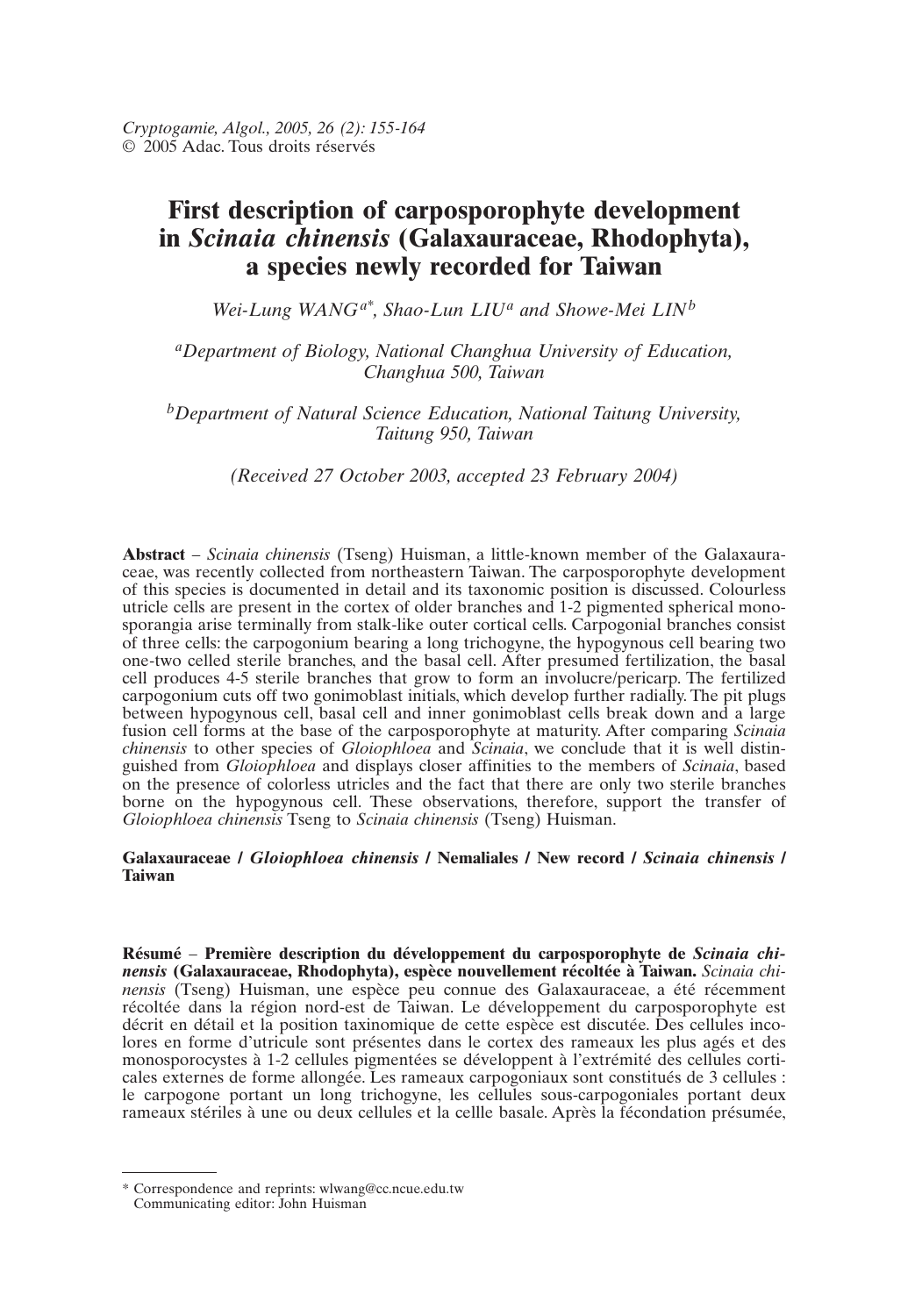*Cryptogamie, Algol., 2005, 26 (2): 155-164*
© 2005 Adac. Tous droits réservés

# First description of carposporophyte development in *Scinaia chinensis* (Galaxauraceae, Rhodophyta), a species newly recorded for Taiwan

*Wei-Lung WANG[a*], Shao-Lun LIU[a] and Showe-Mei LIN[b]*

*[a]Department of Biology, National Changhua University of Education, Changhua 500, Taiwan*

*[b]Department of Natural Science Education, National Taitung University, Taitung 950, Taiwan*

*(Received 27 October 2003, accepted 23 February 2004)*

**Abstract** – *Scinaia chinensis* (Tseng) Huisman, a little-known member of the Galaxauraceae, was recently collected from northeastern Taiwan. The carposporophyte development of this species is documented in detail and its taxonomic position is discussed. Colourless utricle cells are present in the cortex of older branches and 1-2 pigmented spherical monosporangia arise terminally from stalk-like outer cortical cells. Carpogonial branches consist of three cells: the carpogonium bearing a long trichogyne, the hypogynous cell bearing two one-two celled sterile branches, and the basal cell. After presumed fertilization, the basal cell produces 4-5 sterile branches that grow to form an involucre/pericarp. The fertilized carpogonium cuts off two gonimoblast initials, which develop further radially. The pit plugs between hypogynous cell, basal cell and inner gonimoblast cells break down and a large fusion cell forms at the base of the carposporophyte at maturity. After comparing *Scinaia chinensis* to other species of *Gloiophloea* and *Scinaia*, we conclude that it is well distinguished from *Gloiophloea* and displays closer affinities to the members of *Scinaia*, based on the presence of colorless utricles and the fact that there are only two sterile branches borne on the hypogynous cell. These observations, therefore, support the transfer of *Gloiophloea chinensis* Tseng to *Scinaia chinensis* (Tseng) Huisman.

**Galaxauraceae / *Gloiophloea chinensis* / Nemaliales / New record / *Scinaia chinensis* / Taiwan**

**Résumé – Première description du développement du carposporophyte de *Scinaia chinensis* (Galaxauraceae, Rhodophyta), espèce nouvellement récoltée à Taiwan.** *Scinaia chinensis* (Tseng) Huisman, une espèce peu connue des Galaxauraceae, a été récemment récoltée dans la région nord-est de Taiwan. Le développement du carposporophyte est décrit en détail et la position taxinomique de cette espèce est discutée. Des cellules incolores en forme d'utricule sont présentes dans le cortex des rameaux les plus agés et des monosporocystes à 1-2 cellules pigmentées se développent à l'extrémité des cellules corticales externes de forme allongée. Les rameaux carpogoniaux sont constitués de 3 cellules : le carpogone portant un long trichogyne, les cellules sous-carpogoniales portant deux rameaux stériles à une ou deux cellules et la cellle basale. Après la fécondation présumée,

---

\* Correspondence and reprints: wlwang@cc.ncue.edu.tw
Communicating editor: John Huisman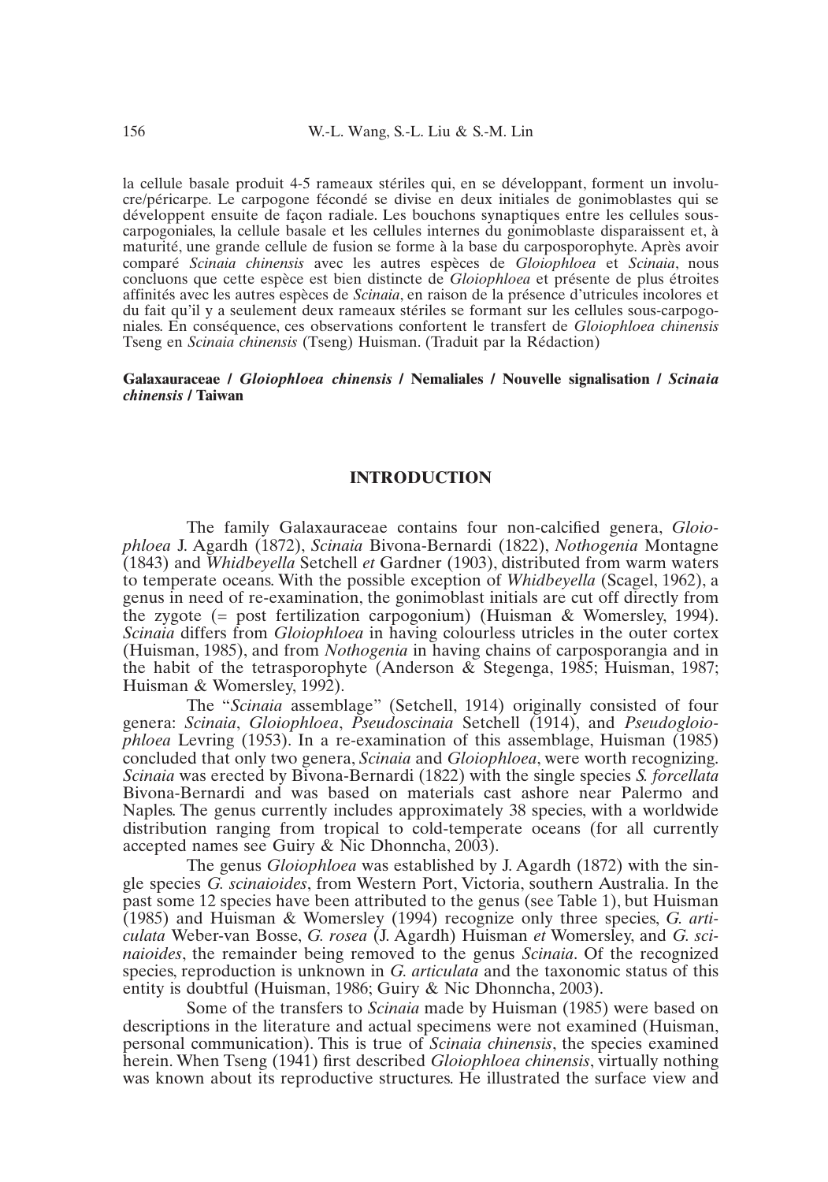la cellule basale produit 4-5 rameaux stériles qui, en se développant, forment un involucre/péricarpe. Le carpogone fécondé se divise en deux initiales de gonimoblastes qui se développent ensuite de façon radiale. Les bouchons synaptiques entre les cellules sous-carpogoniales, la cellule basale et les cellules internes du gonimoblaste disparaissent et, à maturité, une grande cellule de fusion se forme à la base du carposporophyte. Après avoir comparé *Scinaia chinensis* avec les autres espèces de *Gloiophloea* et *Scinaia*, nous concluons que cette espèce est bien distincte de *Gloiophloea* et présente de plus étroites affinités avec les autres espèces de *Scinaia*, en raison de la présence d'utricules incolores et du fait qu'il y a seulement deux rameaux stériles se formant sur les cellules sous-carpogoniales. En conséquence, ces observations confortent le transfert de *Gloiophloea chinensis* Tseng en *Scinaia chinensis* (Tseng) Huisman. (Traduit par la Rédaction)

**Galaxauraceae / *Gloiophloea chinensis* / Nemaliales / Nouvelle signalisation / *Scinaia chinensis* / Taiwan**

## INTRODUCTION

The family Galaxauraceae contains four non-calcified genera, *Gloiophloea* J. Agardh (1872), *Scinaia* Bivona-Bernardi (1822), *Nothogenia* Montagne (1843) and *Whidbeyella* Setchell *et* Gardner (1903), distributed from warm waters to temperate oceans. With the possible exception of *Whidbeyella* (Scagel, 1962), a genus in need of re-examination, the gonimoblast initials are cut off directly from the zygote (= post fertilization carpogonium) (Huisman & Womersley, 1994). *Scinaia* differs from *Gloiophloea* in having colourless utricles in the outer cortex (Huisman, 1985), and from *Nothogenia* in having chains of carposporangia and in the habit of the tetrasporophyte (Anderson & Stegenga, 1985; Huisman, 1987; Huisman & Womersley, 1992).

The "*Scinaia* assemblage" (Setchell, 1914) originally consisted of four genera: *Scinaia*, *Gloiophloea*, *Pseudoscinaia* Setchell (1914), and *Pseudogloiophloea* Levring (1953). In a re-examination of this assemblage, Huisman (1985) concluded that only two genera, *Scinaia* and *Gloiophloea*, were worth recognizing. *Scinaia* was erected by Bivona-Bernardi (1822) with the single species *S. forcellata* Bivona-Bernardi and was based on materials cast ashore near Palermo and Naples. The genus currently includes approximately 38 species, with a worldwide distribution ranging from tropical to cold-temperate oceans (for all currently accepted names see Guiry & Nic Dhonncha, 2003).

The genus *Gloiophloea* was established by J. Agardh (1872) with the single species *G. scinaioides*, from Western Port, Victoria, southern Australia. In the past some 12 species have been attributed to the genus (see Table 1), but Huisman (1985) and Huisman & Womersley (1994) recognize only three species, *G. articulata* Weber-van Bosse, *G. rosea* (J. Agardh) Huisman *et* Womersley, and *G. scinaioides*, the remainder being removed to the genus *Scinaia*. Of the recognized species, reproduction is unknown in *G. articulata* and the taxonomic status of this entity is doubtful (Huisman, 1986; Guiry & Nic Dhonncha, 2003).

Some of the transfers to *Scinaia* made by Huisman (1985) were based on descriptions in the literature and actual specimens were not examined (Huisman, personal communication). This is true of *Scinaia chinensis*, the species examined herein. When Tseng (1941) first described *Gloiophloea chinensis*, virtually nothing was known about its reproductive structures. He illustrated the surface view and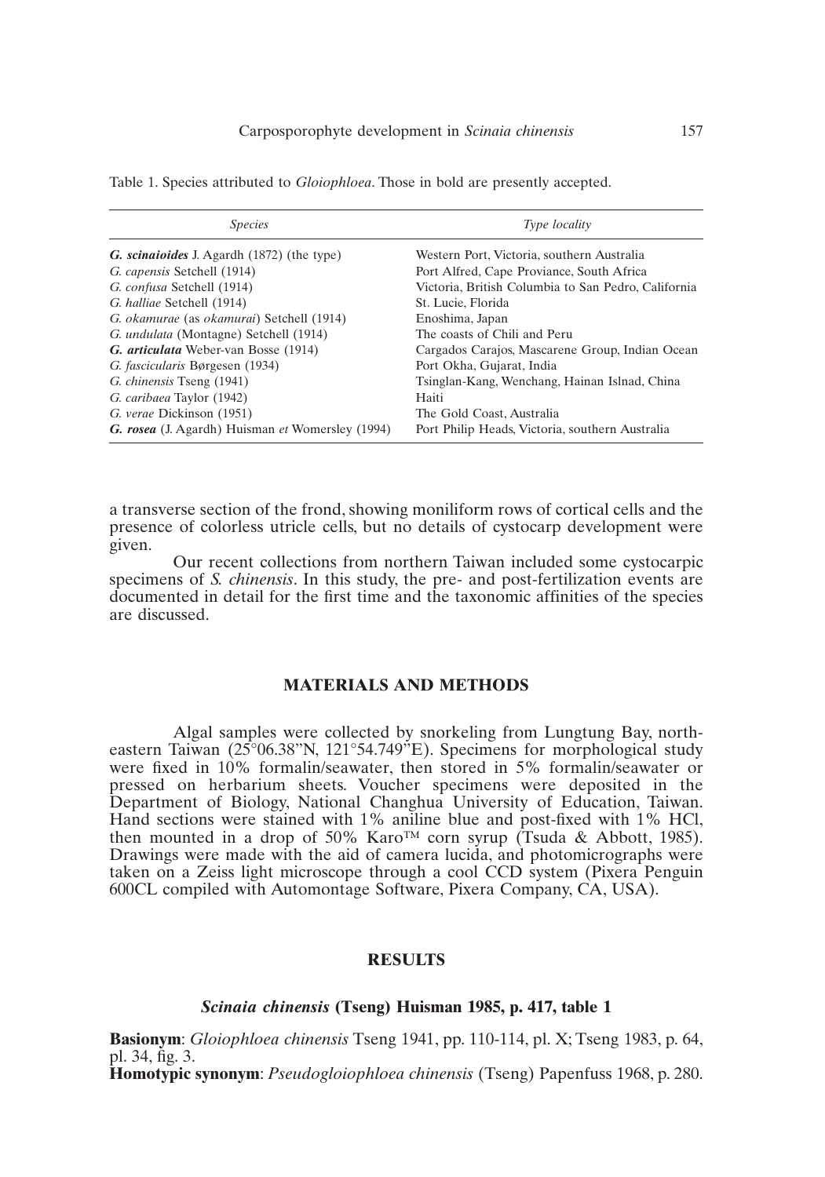Table 1. Species attributed to *Gloiophloea*. Those in bold are presently accepted.

| *Species* | *Type locality* |
| --- | --- |
| ***G. scinaioides*** **J. Agardh (1872) (the type)** | Western Port, Victoria, southern Australia |
| *G. capensis* Setchell (1914) | Port Alfred, Cape Proviance, South Africa |
| *G. confusa* Setchell (1914) | Victoria, British Columbia to San Pedro, California |
| *G. halliae* Setchell (1914) | St. Lucie, Florida |
| *G. okamurae* (as *okamurai*) Setchell (1914) | Enoshima, Japan |
| *G. undulata* (Montagne) Setchell (1914) | The coasts of Chili and Peru |
| ***G. articulata*** **Weber-van Bosse (1914)** | Cargados Carajos, Mascarene Group, Indian Ocean |
| *G. fascicularis* Børgesen (1934) | Port Okha, Gujarat, India |
| *G. chinensis* Tseng (1941) | Tsinglan-Kang, Wenchang, Hainan Islnad, China |
| *G. caribaea* Taylor (1942) | Haiti |
| *G. verae* Dickinson (1951) | The Gold Coast, Australia |
| ***G. rosea*** **(J. Agardh) Huisman** ***et*** **Womersley (1994)** | Port Philip Heads, Victoria, southern Australia |

a transverse section of the frond, showing moniliform rows of cortical cells and the presence of colorless utricle cells, but no details of cystocarp development were given.

Our recent collections from northern Taiwan included some cystocarpic specimens of *S. chinensis*. In this study, the pre- and post-fertilization events are documented in detail for the first time and the taxonomic affinities of the species are discussed.

## MATERIALS AND METHODS

Algal samples were collected by snorkeling from Lungtung Bay, northeastern Taiwan (25°06.38"N, 121°54.749"E). Specimens for morphological study were fixed in 10% formalin/seawater, then stored in 5% formalin/seawater or pressed on herbarium sheets. Voucher specimens were deposited in the Department of Biology, National Changhua University of Education, Taiwan. Hand sections were stained with 1% aniline blue and post-fixed with 1% HCl, then mounted in a drop of 50% Karo™ corn syrup (Tsuda & Abbott, 1985). Drawings were made with the aid of camera lucida, and photomicrographs were taken on a Zeiss light microscope through a cool CCD system (Pixera Penguin 600CL compiled with Automontage Software, Pixera Company, CA, USA).

## RESULTS

### *Scinaia chinensis* (Tseng) Huisman 1985, p. 417, table 1

**Basionym**: *Gloiophloea chinensis* Tseng 1941, pp. 110-114, pl. X; Tseng 1983, p. 64, pl. 34, fig. 3.
**Homotypic synonym**: *Pseudogloiophloea chinensis* (Tseng) Papenfuss 1968, p. 280.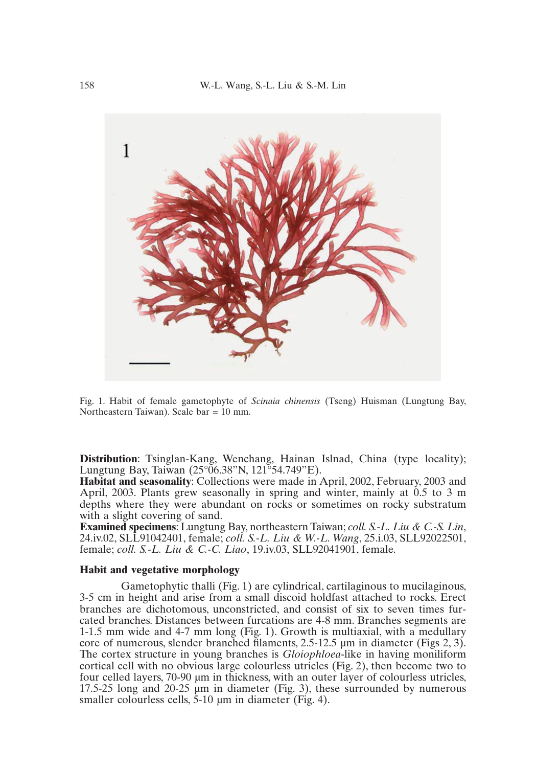Fig. 1. Habit of female gametophyte of *Scinaia chinensis* (Tseng) Huisman (Lungtung Bay, Northeastern Taiwan). Scale bar = 10 mm.

**Distribution**: Tsinglan-Kang, Wenchang, Hainan Islnad, China (type locality); Lungtung Bay, Taiwan (25°06.38"N, 121°54.749"E).
**Habitat and seasonality**: Collections were made in April, 2002, February, 2003 and April, 2003. Plants grew seasonally in spring and winter, mainly at 0.5 to 3 m depths where they were abundant on rocks or sometimes on rocky substratum with a slight covering of sand.
**Examined specimens**: Lungtung Bay, northeastern Taiwan; *coll. S.-L. Liu & C.-S. Lin*, 24.iv.02, SLL91042401, female; *coll. S.-L. Liu & W.-L. Wang*, 25.i.03, SLL92022501, female; *coll. S.-L. Liu & C.-C. Liao*, 19.iv.03, SLL92041901, female.

### Habit and vegetative morphology

Gametophytic thalli (Fig. 1) are cylindrical, cartilaginous to mucilaginous, 3-5 cm in height and arise from a small discoid holdfast attached to rocks. Erect branches are dichotomous, unconstricted, and consist of six to seven times furcated branches. Distances between furcations are 4-8 mm. Branches segments are 1-1.5 mm wide and 4-7 mm long (Fig. 1). Growth is multiaxial, with a medullary core of numerous, slender branched filaments, 2.5-12.5 µm in diameter (Figs 2, 3). The cortex structure in young branches is *Gloiophloea*-like in having moniliform cortical cell with no obvious large colourless utricles (Fig. 2), then become two to four celled layers, 70-90 µm in thickness, with an outer layer of colourless utricles, 17.5-25 long and 20-25 µm in diameter (Fig. 3), these surrounded by numerous smaller colourless cells, 5-10 µm in diameter (Fig. 4).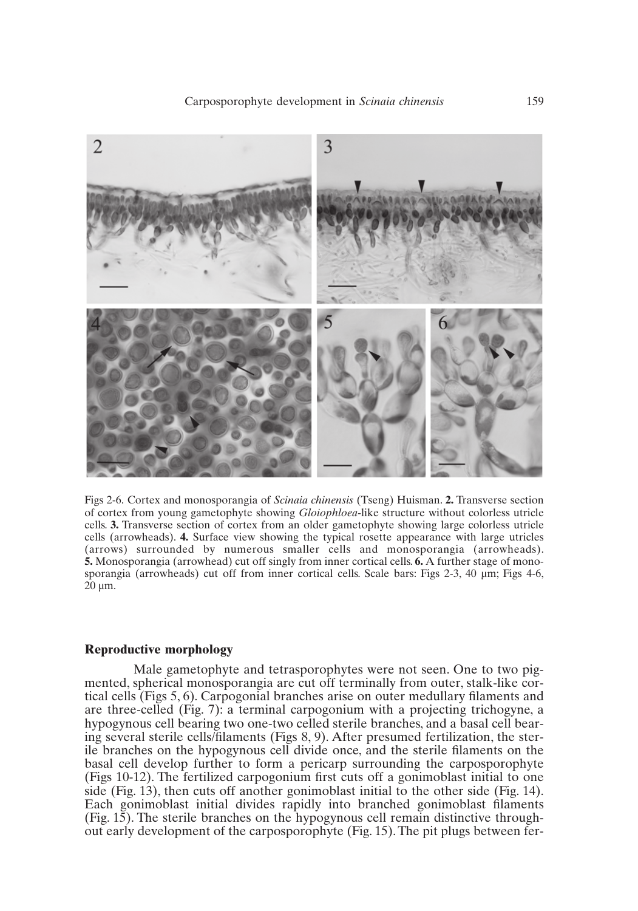Figs 2-6. Cortex and monosporangia of *Scinaia chinensis* (Tseng) Huisman. **2.** Transverse section of cortex from young gametophyte showing *Gloiophloea*-like structure without colorless utricle cells. **3.** Transverse section of cortex from an older gametophyte showing large colorless utricle cells (arrowheads). **4.** Surface view showing the typical rosette appearance with large utricles (arrows) surrounded by numerous smaller cells and monosporangia (arrowheads). **5.** Monosporangia (arrowhead) cut off singly from inner cortical cells. **6.** A further stage of monosporangia (arrowheads) cut off from inner cortical cells. Scale bars: Figs 2-3, 40 µm; Figs 4-6, 20 µm.

### Reproductive morphology

Male gametophyte and tetrasporophytes were not seen. One to two pigmented, spherical monosporangia are cut off terminally from outer, stalk-like cortical cells (Figs 5, 6). Carpogonial branches arise on outer medullary filaments and are three-celled (Fig. 7): a terminal carpogonium with a projecting trichogyne, a hypogynous cell bearing two one-two celled sterile branches, and a basal cell bearing several sterile cells/filaments (Figs 8, 9). After presumed fertilization, the sterile branches on the hypogynous cell divide once, and the sterile filaments on the basal cell develop further to form a pericarp surrounding the carposporophyte (Figs 10-12). The fertilized carpogonium first cuts off a gonimoblast initial to one side (Fig. 13), then cuts off another gonimoblast initial to the other side (Fig. 14). Each gonimoblast initial divides rapidly into branched gonimoblast filaments (Fig. 15). The sterile branches on the hypogynous cell remain distinctive throughout early development of the carposporophyte (Fig. 15). The pit plugs between fer-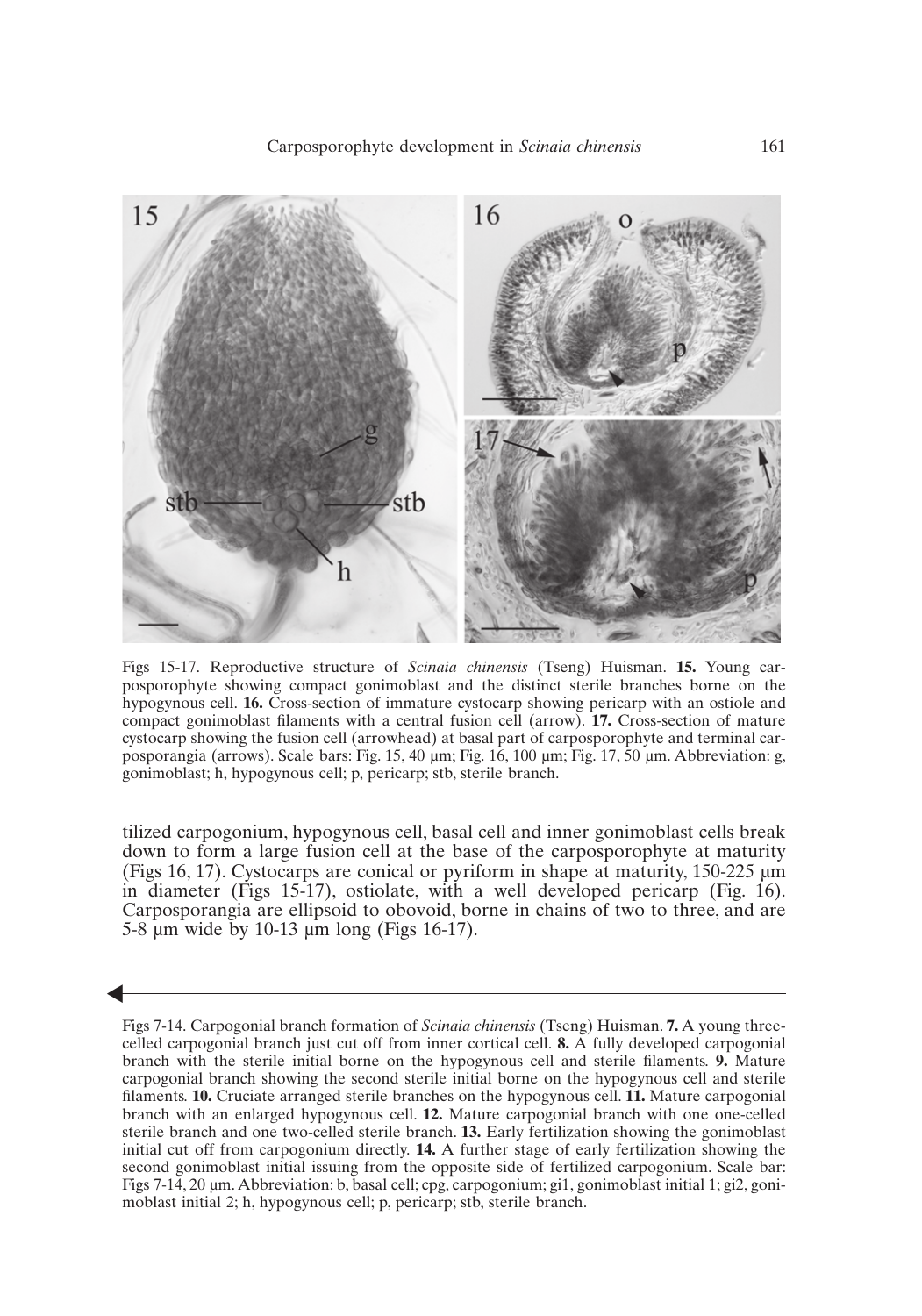Figs 15-17. Reproductive structure of *Scinaia chinensis* (Tseng) Huisman. **15.** Young carposporophyte showing compact gonimoblast and the distinct sterile branches borne on the hypogynous cell. **16.** Cross-section of immature cystocarp showing pericarp with an ostiole and compact gonimoblast filaments with a central fusion cell (arrow). **17.** Cross-section of mature cystocarp showing the fusion cell (arrowhead) at basal part of carposporophyte and terminal carposporangia (arrows). Scale bars: Fig. 15, 40 µm; Fig. 16, 100 µm; Fig. 17, 50 µm. Abbreviation: g, gonimoblast; h, hypogynous cell; p, pericarp; stb, sterile branch.

tilized carpogonium, hypogynous cell, basal cell and inner gonimoblast cells break down to form a large fusion cell at the base of the carposporophyte at maturity (Figs 16, 17). Cystocarps are conical or pyriform in shape at maturity, 150-225 µm in diameter (Figs 15-17), ostiolate, with a well developed pericarp (Fig. 16). Carposporangia are ellipsoid to obovoid, borne in chains of two to three, and are 5-8 µm wide by 10-13 µm long (Figs 16-17).

Figs 7-14. Carpogonial branch formation of *Scinaia chinensis* (Tseng) Huisman. **7.** A young three-celled carpogonial branch just cut off from inner cortical cell. **8.** A fully developed carpogonial branch with the sterile initial borne on the hypogynous cell and sterile filaments. **9.** Mature carpogonial branch showing the second sterile initial borne on the hypogynous cell and sterile filaments. **10.** Cruciate arranged sterile branches on the hypogynous cell. **11.** Mature carpogonial branch with an enlarged hypogynous cell. **12.** Mature carpogonial branch with one one-celled sterile branch and one two-celled sterile branch. **13.** Early fertilization showing the gonimoblast initial cut off from carpogonium directly. **14.** A further stage of early fertilization showing the second gonimoblast initial issuing from the opposite side of fertilized carpogonium. Scale bar: Figs 7-14, 20 µm. Abbreviation: b, basal cell; cpg, carpogonium; gi1, gonimoblast initial 1; gi2, gonimoblast initial 2; h, hypogynous cell; p, pericarp; stb, sterile branch.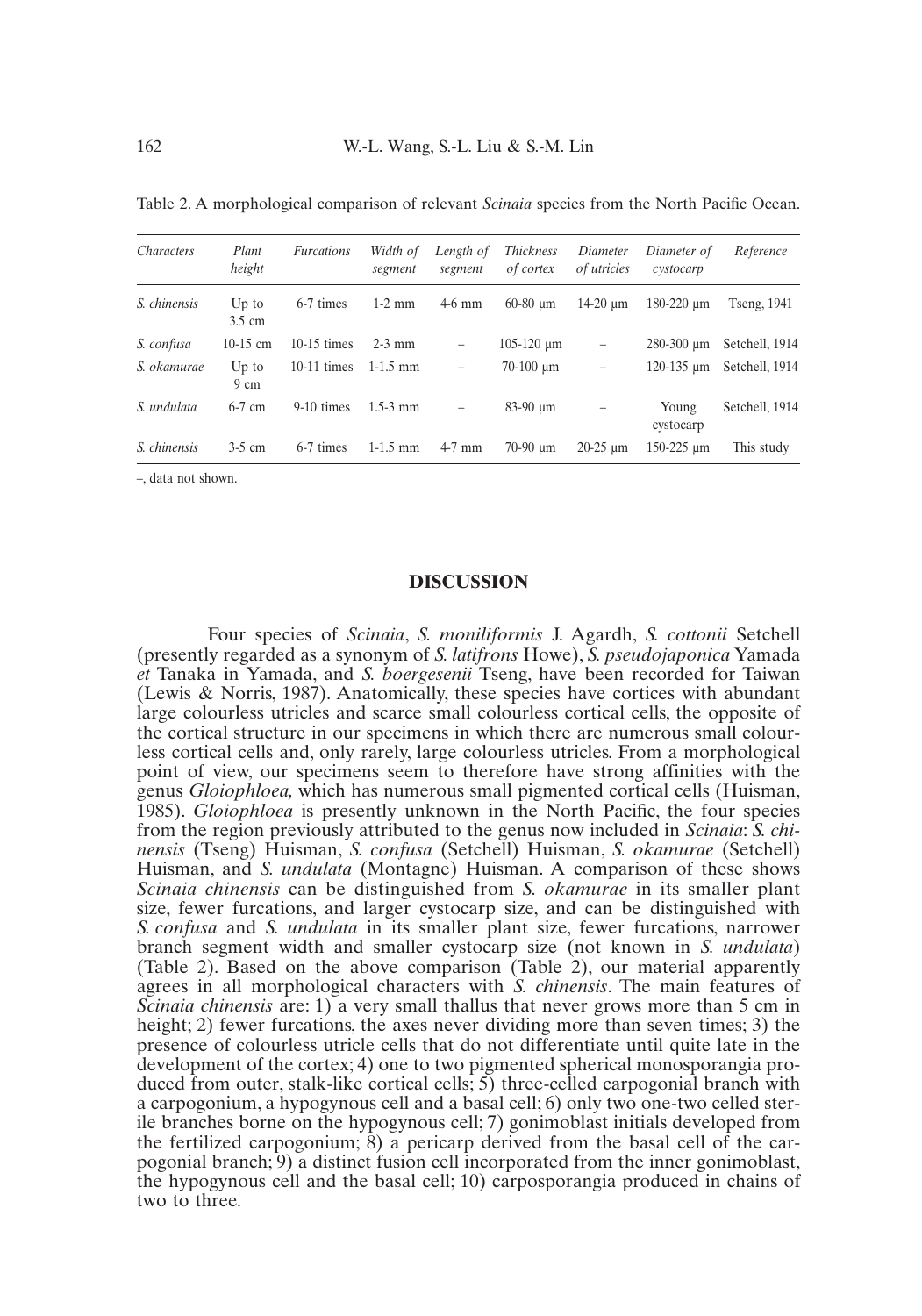Table 2. A morphological comparison of relevant *Scinaia* species from the North Pacific Ocean.

| *Characters* | *Plant height* | *Furcations* | *Width of segment* | *Length of segment* | *Thickness of cortex* | *Diameter of utricles* | *Diameter of cystocarp* | *Reference* |
|---|---|---|---|---|---|---|---|---|
| *S. chinensis* | Up to 3.5 cm | 6-7 times | 1-2 mm | 4-6 mm | 60-80 µm | 14-20 µm | 180-220 µm | Tseng, 1941 |
| *S. confusa* | 10-15 cm | 10-15 times | 2-3 mm | – | 105-120 µm | – | 280-300 µm | Setchell, 1914 |
| *S. okamurae* | Up to 9 cm | 10-11 times | 1-1.5 mm | – | 70-100 µm | – | 120-135 µm | Setchell, 1914 |
| *S. undulata* | 6-7 cm | 9-10 times | 1.5-3 mm | – | 83-90 µm | – | Young cystocarp | Setchell, 1914 |
| *S. chinensis* | 3-5 cm | 6-7 times | 1-1.5 mm | 4-7 mm | 70-90 µm | 20-25 µm | 150-225 µm | This study |

–, data not shown.

## DISCUSSION

Four species of *Scinaia*, *S. moniliformis* J. Agardh, *S. cottonii* Setchell (presently regarded as a synonym of *S. latifrons* Howe), *S. pseudojaponica* Yamada *et* Tanaka in Yamada, and *S. boergesenii* Tseng, have been recorded for Taiwan (Lewis & Norris, 1987). Anatomically, these species have cortices with abundant large colourless utricles and scarce small colourless cortical cells, the opposite of the cortical structure in our specimens in which there are numerous small colourless cortical cells and, only rarely, large colourless utricles. From a morphological point of view, our specimens seem to therefore have strong affinities with the genus *Gloiophloea,* which has numerous small pigmented cortical cells (Huisman, 1985). *Gloiophloea* is presently unknown in the North Pacific, the four species from the region previously attributed to the genus now included in *Scinaia*: *S. chinensis* (Tseng) Huisman, *S. confusa* (Setchell) Huisman, *S. okamurae* (Setchell) Huisman, and *S. undulata* (Montagne) Huisman. A comparison of these shows *Scinaia chinensis* can be distinguished from *S. okamurae* in its smaller plant size, fewer furcations, and larger cystocarp size, and can be distinguished with *S. confusa* and *S. undulata* in its smaller plant size, fewer furcations, narrower branch segment width and smaller cystocarp size (not known in *S. undulata*) (Table 2). Based on the above comparison (Table 2), our material apparently agrees in all morphological characters with *S. chinensis*. The main features of *Scinaia chinensis* are: 1) a very small thallus that never grows more than 5 cm in height; 2) fewer furcations, the axes never dividing more than seven times; 3) the presence of colourless utricle cells that do not differentiate until quite late in the development of the cortex; 4) one to two pigmented spherical monosporangia produced from outer, stalk-like cortical cells; 5) three-celled carpogonial branch with a carpogonium, a hypogynous cell and a basal cell; 6) only two one-two celled sterile branches borne on the hypogynous cell; 7) gonimoblast initials developed from the fertilized carpogonium; 8) a pericarp derived from the basal cell of the carpogonial branch; 9) a distinct fusion cell incorporated from the inner gonimoblast, the hypogynous cell and the basal cell; 10) carposporangia produced in chains of two to three.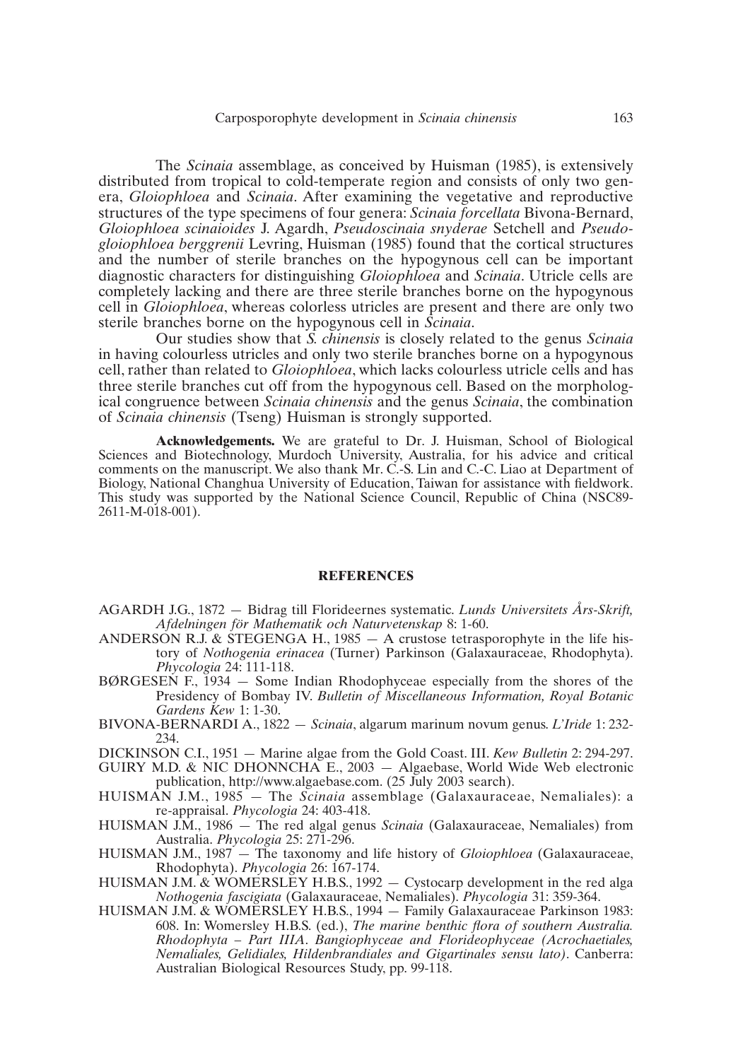The *Scinaia* assemblage, as conceived by Huisman (1985), is extensively distributed from tropical to cold-temperate region and consists of only two genera, *Gloiophloea* and *Scinaia*. After examining the vegetative and reproductive structures of the type specimens of four genera: *Scinaia forcellata* Bivona-Bernard, *Gloiophloea scinaioides* J. Agardh, *Pseudoscinaia snyderae* Setchell and *Pseudogloiophloea berggrenii* Levring, Huisman (1985) found that the cortical structures and the number of sterile branches on the hypogynous cell can be important diagnostic characters for distinguishing *Gloiophloea* and *Scinaia*. Utricle cells are completely lacking and there are three sterile branches borne on the hypogynous cell in *Gloiophloea*, whereas colorless utricles are present and there are only two sterile branches borne on the hypogynous cell in *Scinaia*.

Our studies show that *S. chinensis* is closely related to the genus *Scinaia* in having colourless utricles and only two sterile branches borne on a hypogynous cell, rather than related to *Gloiophloea*, which lacks colourless utricle cells and has three sterile branches cut off from the hypogynous cell. Based on the morphological congruence between *Scinaia chinensis* and the genus *Scinaia*, the combination of *Scinaia chinensis* (Tseng) Huisman is strongly supported.

**Acknowledgements.** We are grateful to Dr. J. Huisman, School of Biological Sciences and Biotechnology, Murdoch University, Australia, for his advice and critical comments on the manuscript. We also thank Mr. C.-S. Lin and C.-C. Liao at Department of Biology, National Changhua University of Education, Taiwan for assistance with fieldwork. This study was supported by the National Science Council, Republic of China (NSC89-2611-M-018-001).

## REFERENCES

AGARDH J.G., 1872 — Bidrag till Florideernes systematic. *Lunds Universitets Års-Skrift, Afdelningen för Mathematik och Naturvetenskap* 8: 1-60.

ANDERSON R.J. & STEGENGA H., 1985 — A crustose tetrasporophyte in the life history of *Nothogenia erinacea* (Turner) Parkinson (Galaxauraceae, Rhodophyta). *Phycologia* 24: 111-118.

BØRGESEN F., 1934 — Some Indian Rhodophyceae especially from the shores of the Presidency of Bombay IV. *Bulletin of Miscellaneous Information, Royal Botanic Gardens Kew* 1: 1-30.

BIVONA-BERNARDI A., 1822 — *Scinaia*, algarum marinum novum genus. *L'Iride* 1: 232-234.

DICKINSON C.I., 1951 — Marine algae from the Gold Coast. III. *Kew Bulletin* 2: 294-297.

GUIRY M.D. & NIC DHONNCHA E., 2003 — Algaebase, World Wide Web electronic publication, http://www.algaebase.com. (25 July 2003 search).

HUISMAN J.M., 1985 — The *Scinaia* assemblage (Galaxauraceae, Nemaliales): a re-appraisal. *Phycologia* 24: 403-418.

HUISMAN J.M., 1986 — The red algal genus *Scinaia* (Galaxauraceae, Nemaliales) from Australia. *Phycologia* 25: 271-296.

HUISMAN J.M., 1987 — The taxonomy and life history of *Gloiophloea* (Galaxauraceae, Rhodophyta). *Phycologia* 26: 167-174.

HUISMAN J.M. & WOMERSLEY H.B.S., 1992 — Cystocarp development in the red alga *Nothogenia fascigiata* (Galaxauraceae, Nemaliales). *Phycologia* 31: 359-364.

HUISMAN J.M. & WOMERSLEY H.B.S., 1994 — Family Galaxauraceae Parkinson 1983: 608. In: Womersley H.B.S. (ed.), *The marine benthic flora of southern Australia. Rhodophyta – Part IIIA. Bangiophyceae and Florideophyceae (Acrochaetiales, Nemaliales, Gelidiales, Hildenbrandiales and Gigartinales sensu lato)*. Canberra: Australian Biological Resources Study, pp. 99-118.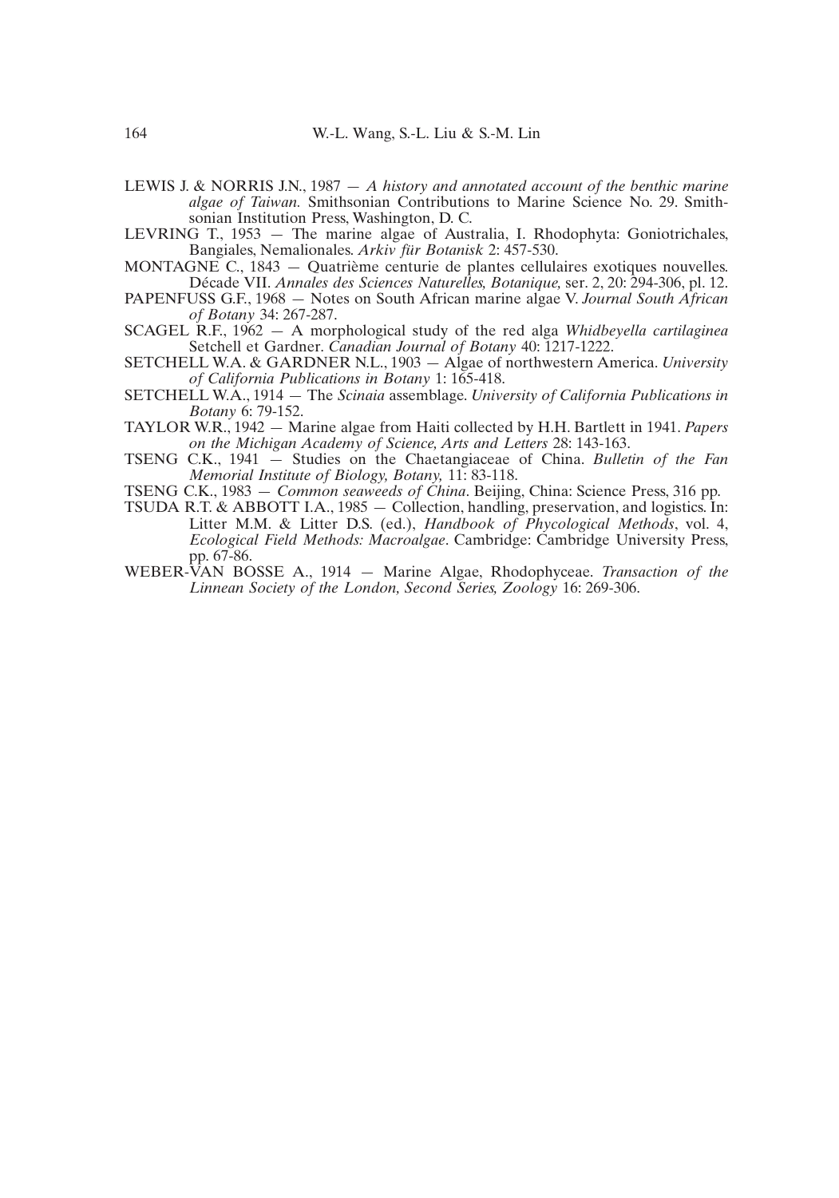LEWIS J. & NORRIS J.N., 1987 — *A history and annotated account of the benthic marine algae of Taiwan.* Smithsonian Contributions to Marine Science No. 29. Smithsonian Institution Press, Washington, D. C.

LEVRING T., 1953 — The marine algae of Australia, I. Rhodophyta: Goniotrichales, Bangiales, Nemalionales. *Arkiv für Botanisk* 2: 457-530.

MONTAGNE C., 1843 — Quatrième centurie de plantes cellulaires exotiques nouvelles. Décade VII. *Annales des Sciences Naturelles, Botanique,* ser. 2, 20: 294-306, pl. 12.

PAPENFUSS G.F., 1968 — Notes on South African marine algae V. *Journal South African of Botany* 34: 267-287.

SCAGEL R.F., 1962 — A morphological study of the red alga *Whidbeyella cartilaginea* Setchell et Gardner. *Canadian Journal of Botany* 40: 1217-1222.

SETCHELL W.A. & GARDNER N.L., 1903 — Algae of northwestern America. *University of California Publications in Botany* 1: 165-418.

SETCHELL W.A., 1914 — The *Scinaia* assemblage. *University of California Publications in Botany* 6: 79-152.

TAYLOR W.R., 1942 — Marine algae from Haiti collected by H.H. Bartlett in 1941. *Papers on the Michigan Academy of Science, Arts and Letters* 28: 143-163.

TSENG C.K., 1941 — Studies on the Chaetangiaceae of China. *Bulletin of the Fan Memorial Institute of Biology, Botany,* 11: 83-118.

TSENG C.K., 1983 — *Common seaweeds of China*. Beijing, China: Science Press, 316 pp.

TSUDA R.T. & ABBOTT I.A., 1985 — Collection, handling, preservation, and logistics. In: Litter M.M. & Litter D.S. (ed.), *Handbook of Phycological Methods*, vol. 4, *Ecological Field Methods: Macroalgae*. Cambridge: Cambridge University Press, pp. 67-86.

WEBER-VAN BOSSE A., 1914 — Marine Algae, Rhodophyceae. *Transaction of the Linnean Society of the London, Second Series, Zoology* 16: 269-306.